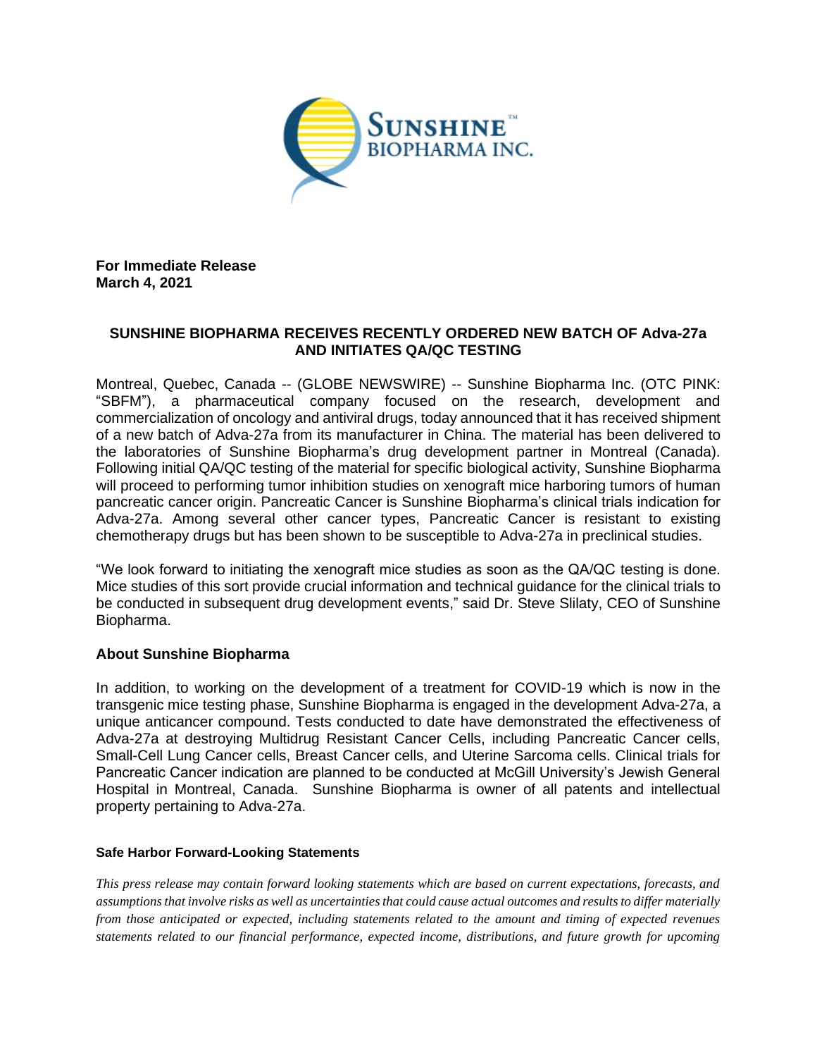**For Immediate Release**
**March 4, 2021**

## SUNSHINE BIOPHARMA RECEIVES RECENTLY ORDERED NEW BATCH OF Adva-27a AND INITIATES QA/QC TESTING

Montreal, Quebec, Canada -- (GLOBE NEWSWIRE) -- Sunshine Biopharma Inc. (OTC PINK: "SBFM"), a pharmaceutical company focused on the research, development and commercialization of oncology and antiviral drugs, today announced that it has received shipment of a new batch of Adva-27a from its manufacturer in China. The material has been delivered to the laboratories of Sunshine Biopharma's drug development partner in Montreal (Canada). Following initial QA/QC testing of the material for specific biological activity, Sunshine Biopharma will proceed to performing tumor inhibition studies on xenograft mice harboring tumors of human pancreatic cancer origin. Pancreatic Cancer is Sunshine Biopharma's clinical trials indication for Adva-27a. Among several other cancer types, Pancreatic Cancer is resistant to existing chemotherapy drugs but has been shown to be susceptible to Adva-27a in preclinical studies.

"We look forward to initiating the xenograft mice studies as soon as the QA/QC testing is done. Mice studies of this sort provide crucial information and technical guidance for the clinical trials to be conducted in subsequent drug development events," said Dr. Steve Slilaty, CEO of Sunshine Biopharma.

### About Sunshine Biopharma

In addition, to working on the development of a treatment for COVID-19 which is now in the transgenic mice testing phase, Sunshine Biopharma is engaged in the development Adva-27a, a unique anticancer compound. Tests conducted to date have demonstrated the effectiveness of Adva-27a at destroying Multidrug Resistant Cancer Cells, including Pancreatic Cancer cells, Small-Cell Lung Cancer cells, Breast Cancer cells, and Uterine Sarcoma cells. Clinical trials for Pancreatic Cancer indication are planned to be conducted at McGill University's Jewish General Hospital in Montreal, Canada. Sunshine Biopharma is owner of all patents and intellectual property pertaining to Adva-27a.

#### Safe Harbor Forward-Looking Statements

*This press release may contain forward looking statements which are based on current expectations, forecasts, and assumptions that involve risks as well as uncertainties that could cause actual outcomes and results to differ materially from those anticipated or expected, including statements related to the amount and timing of expected revenues statements related to our financial performance, expected income, distributions, and future growth for upcoming*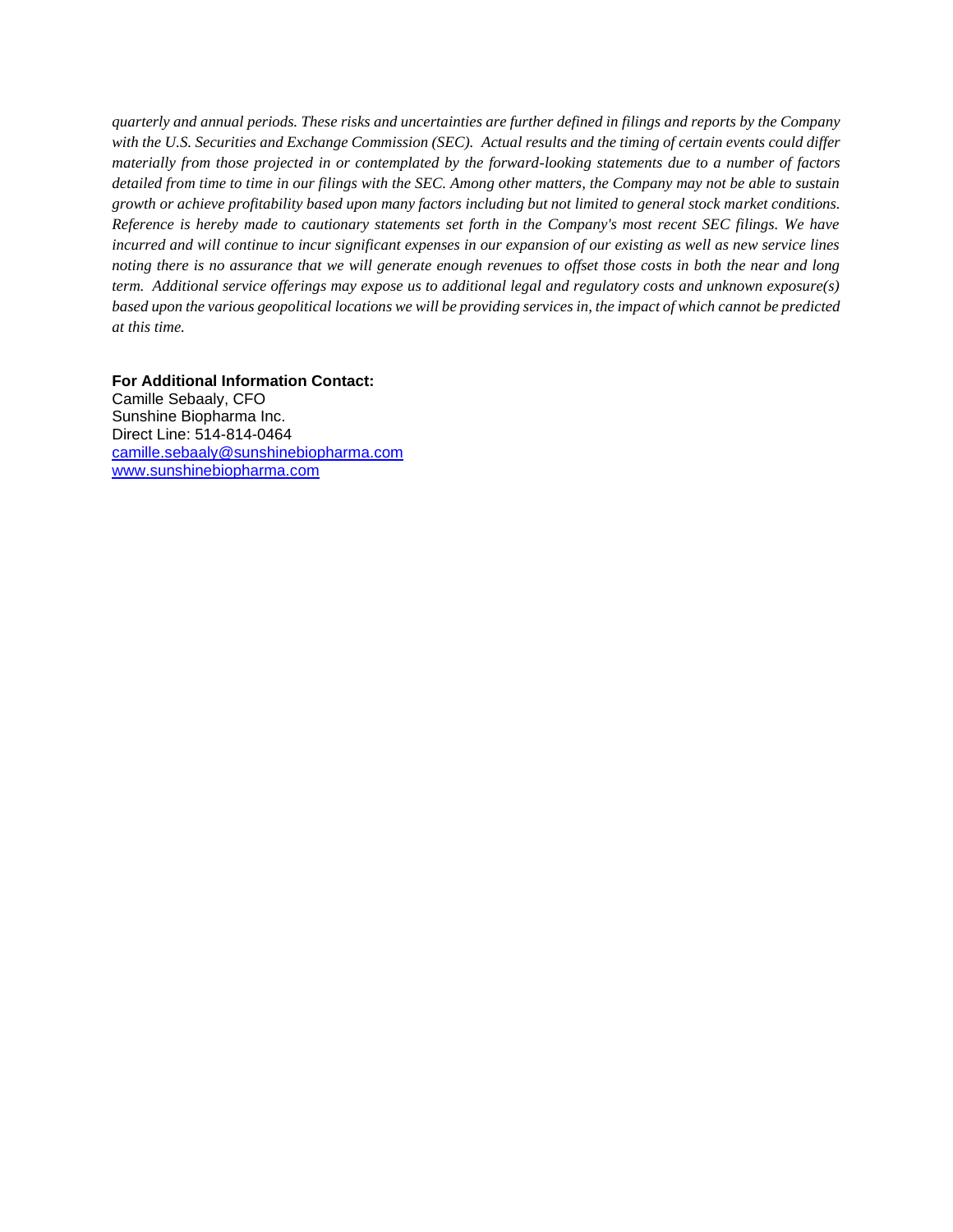*quarterly and annual periods. These risks and uncertainties are further defined in filings and reports by the Company with the U.S. Securities and Exchange Commission (SEC). Actual results and the timing of certain events could differ materially from those projected in or contemplated by the forward-looking statements due to a number of factors detailed from time to time in our filings with the SEC. Among other matters, the Company may not be able to sustain growth or achieve profitability based upon many factors including but not limited to general stock market conditions. Reference is hereby made to cautionary statements set forth in the Company's most recent SEC filings. We have incurred and will continue to incur significant expenses in our expansion of our existing as well as new service lines noting there is no assurance that we will generate enough revenues to offset those costs in both the near and long term. Additional service offerings may expose us to additional legal and regulatory costs and unknown exposure(s) based upon the various geopolitical locations we will be providing services in, the impact of which cannot be predicted at this time.*

**For Additional Information Contact:**
Camille Sebaaly, CFO
Sunshine Biopharma Inc.
Direct Line: 514-814-0464
camille.sebaaly@sunshinebiopharma.com
www.sunshinebiopharma.com